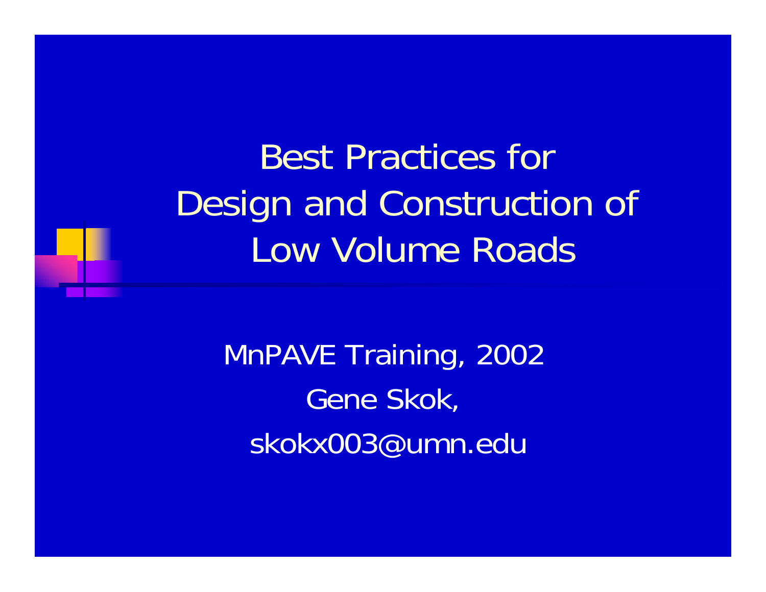# Best Practices for Design and Construction of Low Volume Roads

MnPAVE Training, 2002

Gene Skok,

skokx003@umn.edu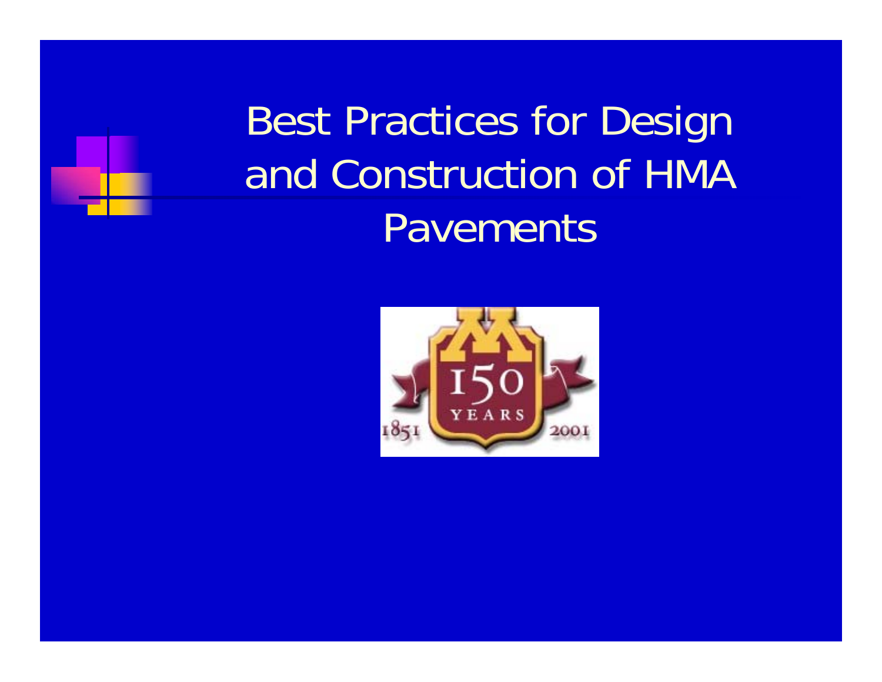# Best Practices for Design and Construction of HMA Pavements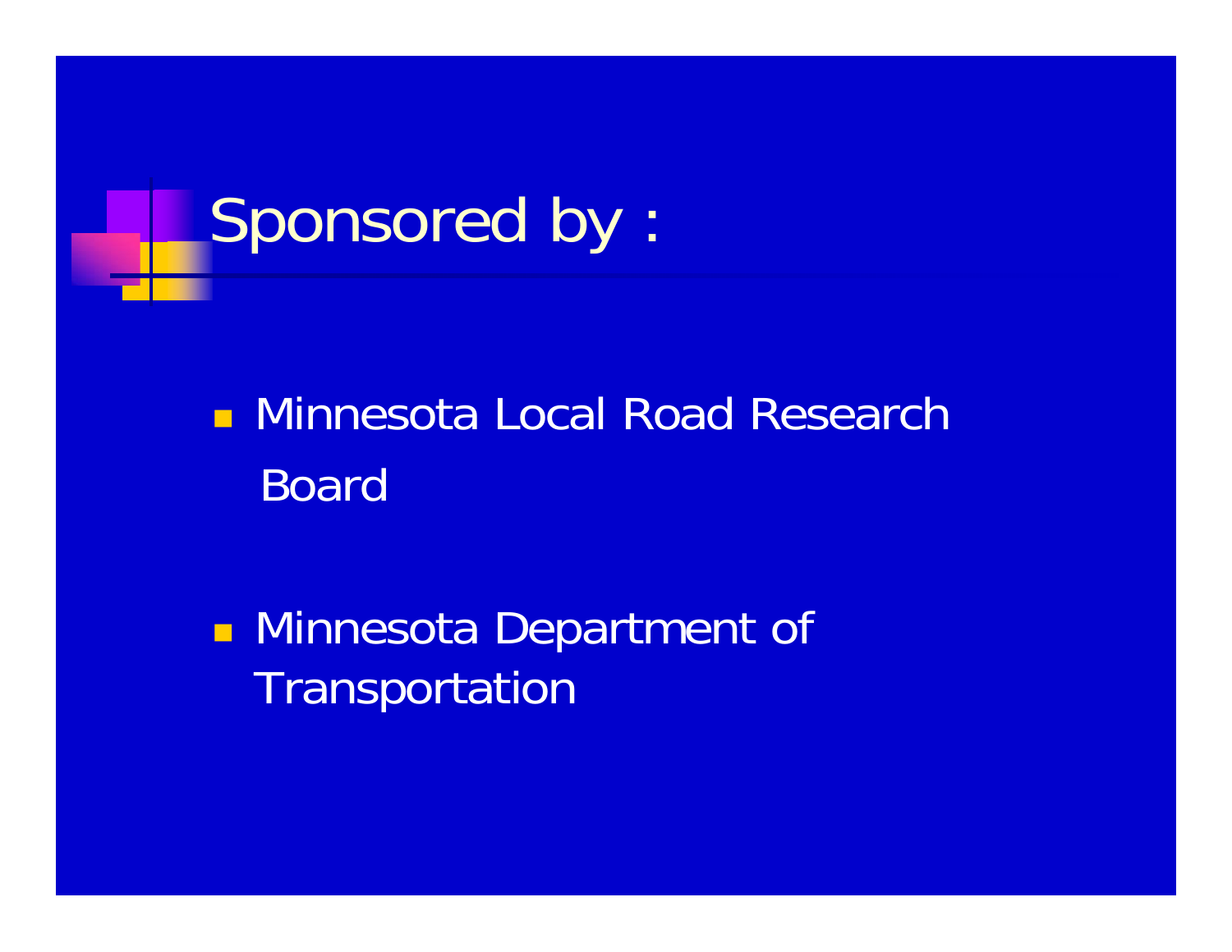# Sponsored by :

- Minnesota Local Road Research Board
- Minnesota Department of Transportation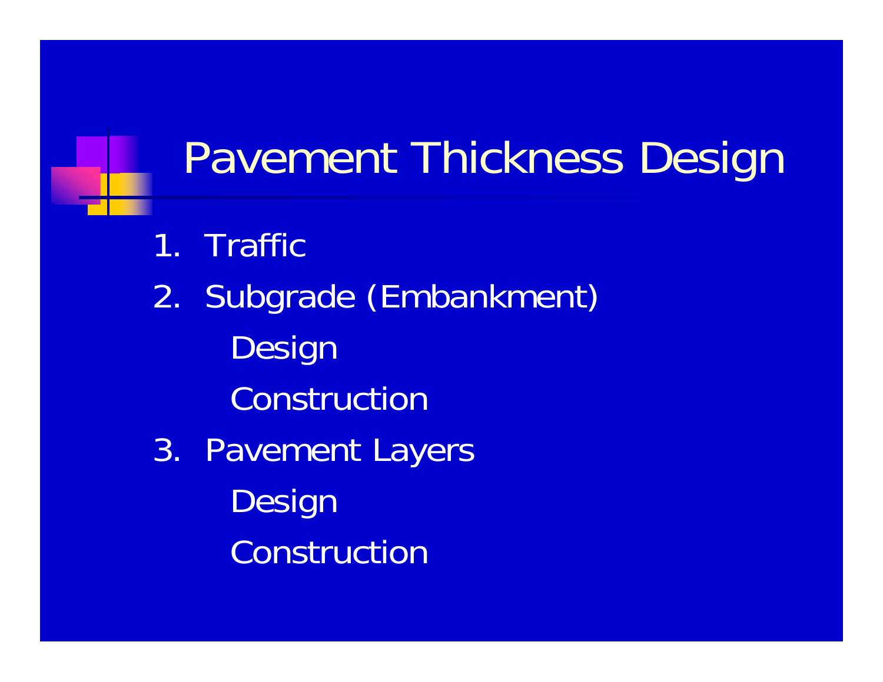# Pavement Thickness Design

1. Traffic
2. Subgrade (Embankment)
   - Design
   - Construction
3. Pavement Layers
   - Design
   - Construction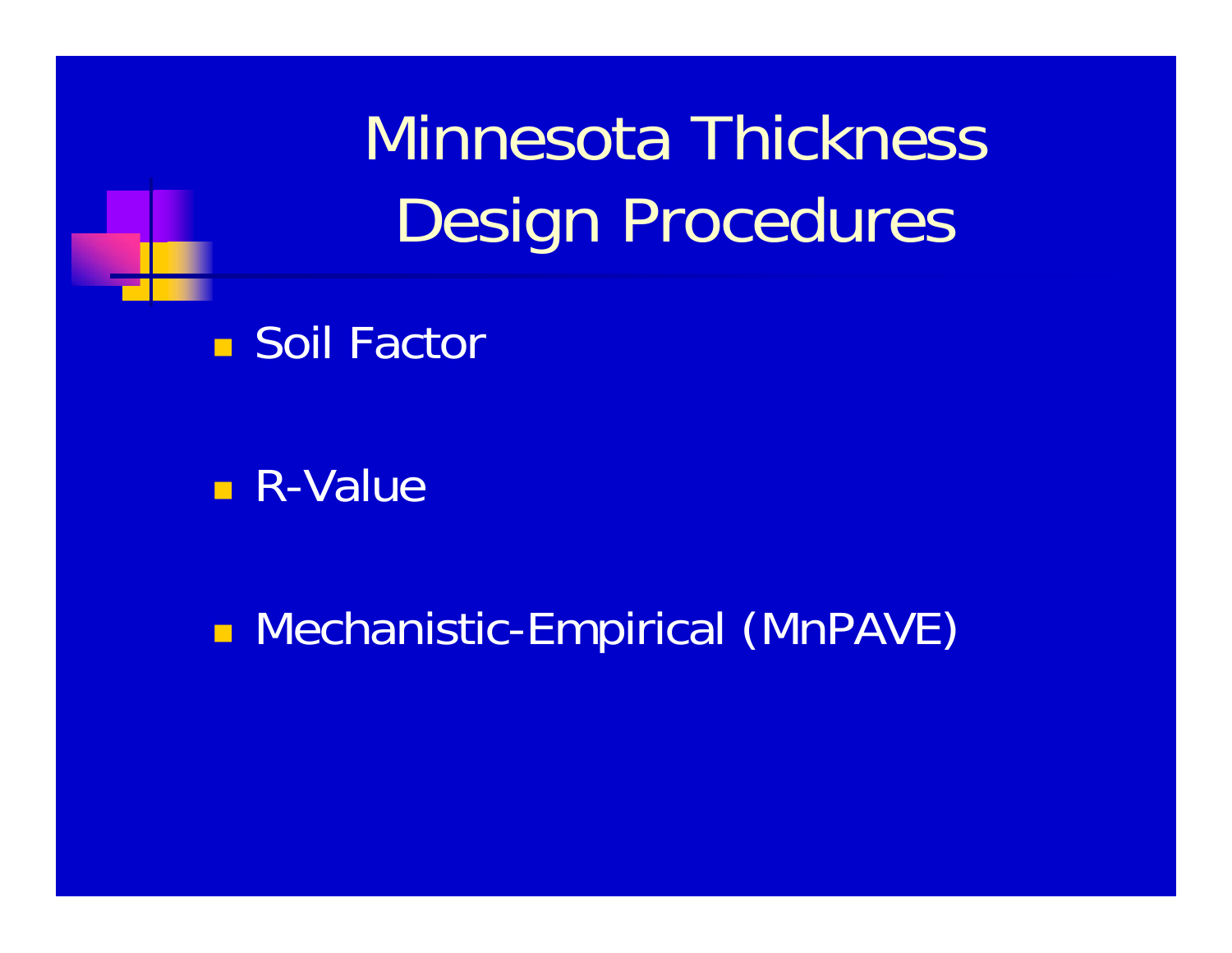# Minnesota Thickness Design Procedures

- Soil Factor
- R-Value
- Mechanistic-Empirical (MnPAVE)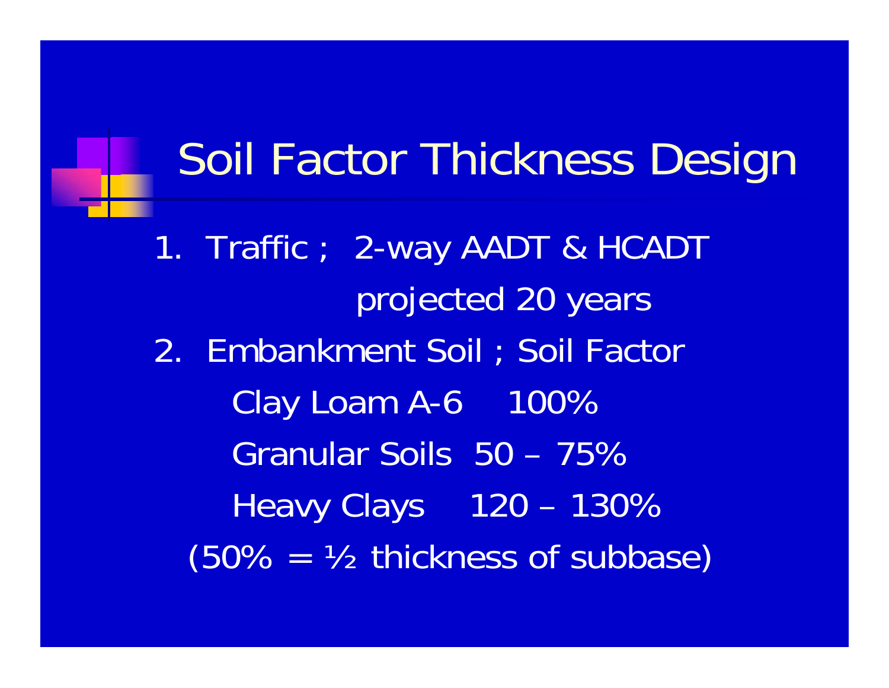# Soil Factor Thickness Design

1. Traffic ; 2-way AADT & HCADT
   projected 20 years
2. Embankment Soil ; Soil Factor
   - Clay Loam A-6 100%
   - Granular Soils 50 – 75%
   - Heavy Clays 120 – 130%

(50% = ½ thickness of subbase)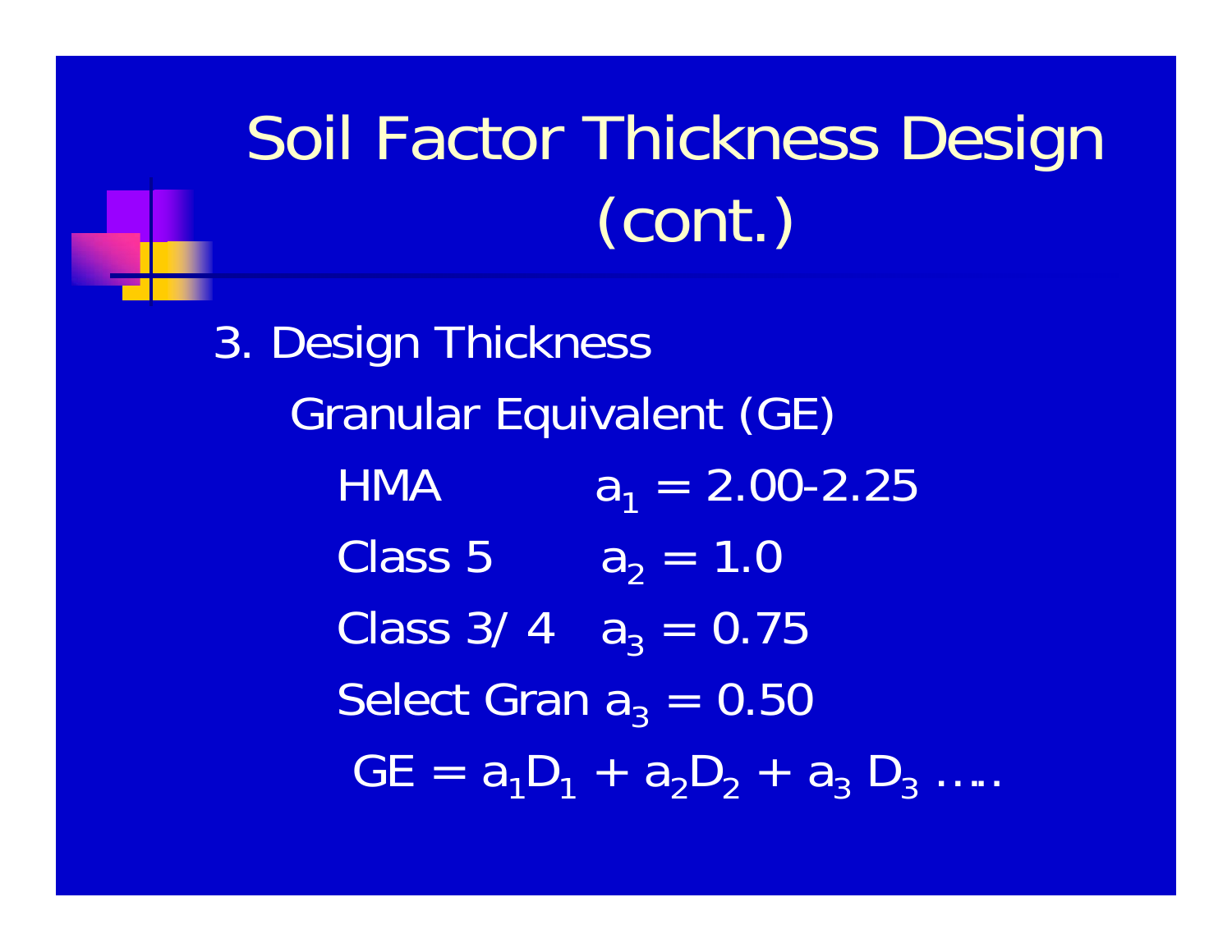# Soil Factor Thickness Design (cont.)

3. Design Thickness

Granular Equivalent (GE)

- HMA $a_1 = 2.00\text{-}2.25$
- Class 5 $a_2 = 1.0$
- Class 3/ 4 $a_3 = 0.75$
- Select Gran $a_3 = 0.50$

$$GE = a_1D_1 + a_2D_2 + a_3 D_3 \ldots$$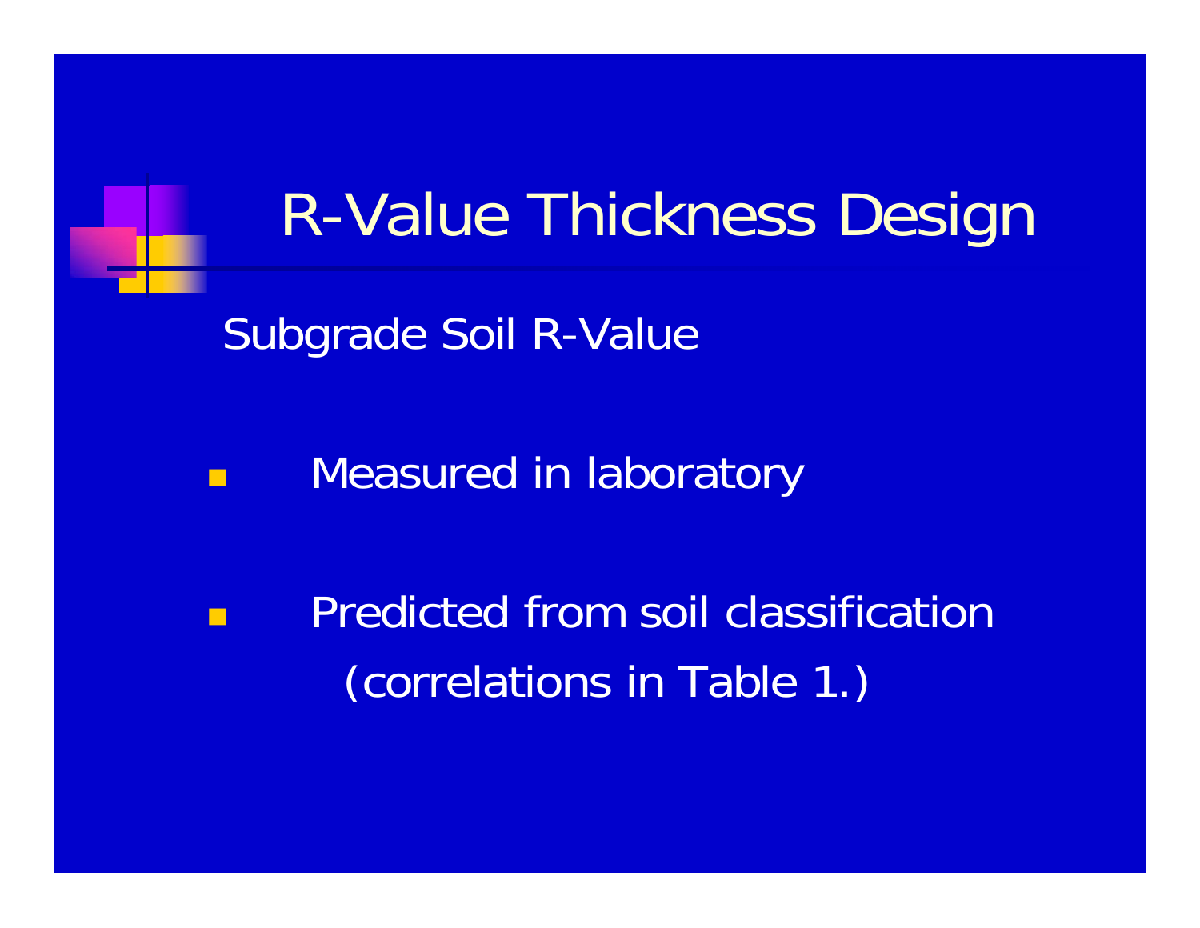# R-Value Thickness Design

Subgrade Soil R-Value

- Measured in laboratory
- Predicted from soil classification (correlations in Table 1.)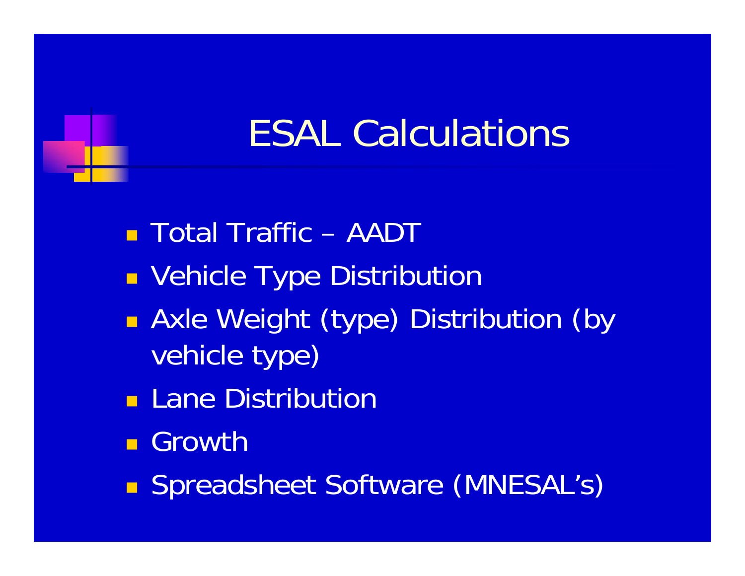# ESAL Calculations

- Total Traffic – AADT
- Vehicle Type Distribution
- Axle Weight (type) Distribution (by vehicle type)
- Lane Distribution
- Growth
- Spreadsheet Software (MNESAL's)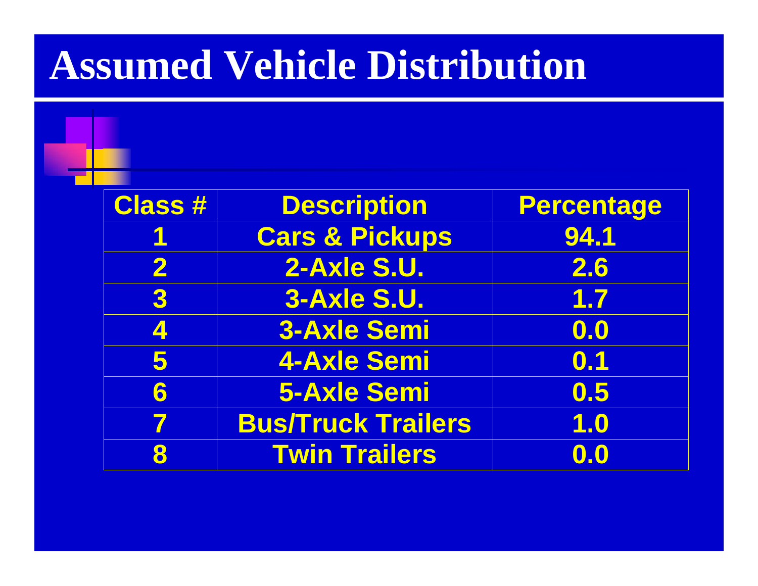# Assumed Vehicle Distribution

| Class # | Description | Percentage |
|---|---|---|
| 1 | Cars & Pickups | 94.1 |
| 2 | 2-Axle S.U. | 2.6 |
| 3 | 3-Axle S.U. | 1.7 |
| 4 | 3-Axle Semi | 0.0 |
| 5 | 4-Axle Semi | 0.1 |
| 6 | 5-Axle Semi | 0.5 |
| 7 | Bus/Truck Trailers | 1.0 |
| 8 | Twin Trailers | 0.0 |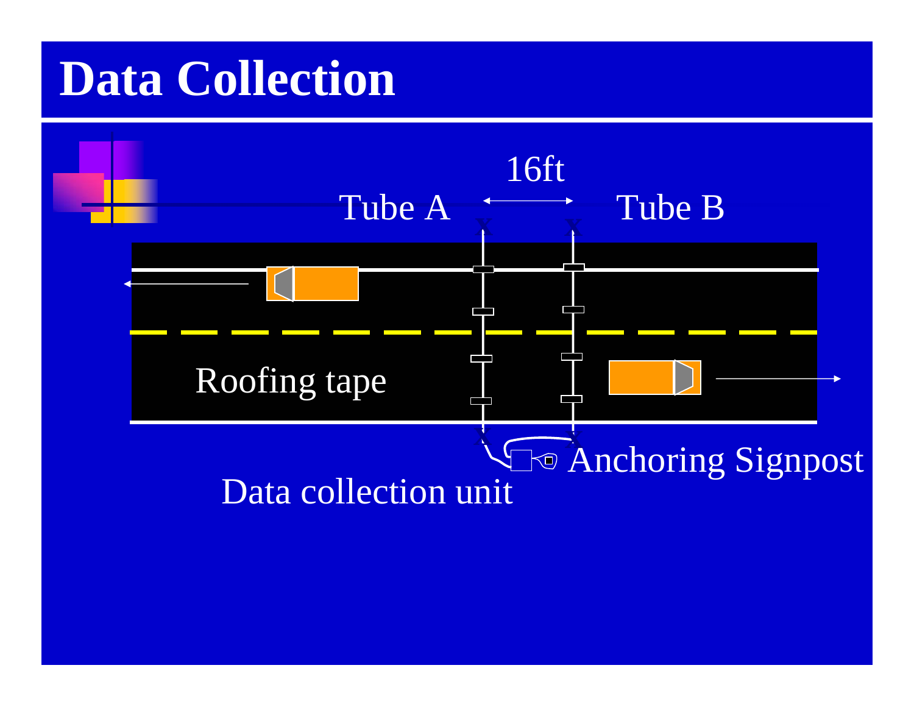# Data Collection

16ft

Tube A

Tube B

Roofing tape

Anchoring Signpost

Data collection unit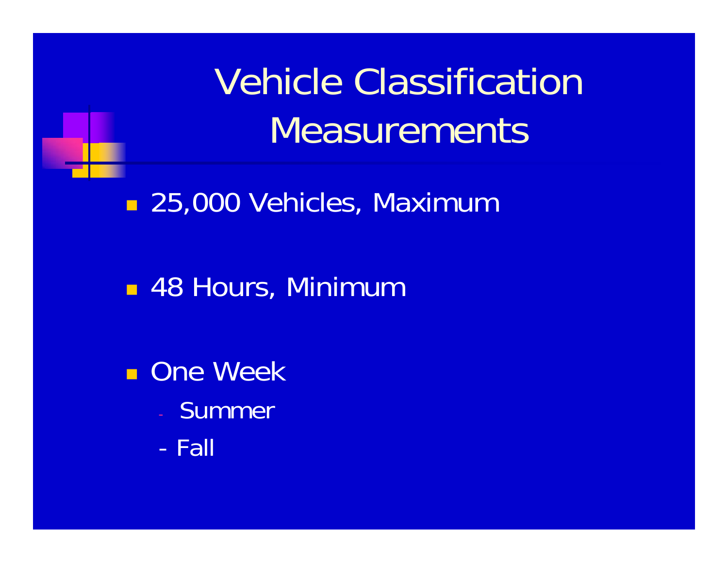# Vehicle Classification Measurements

- 25,000 Vehicles, Maximum
- 48 Hours, Minimum
- One Week
  - Summer
  - Fall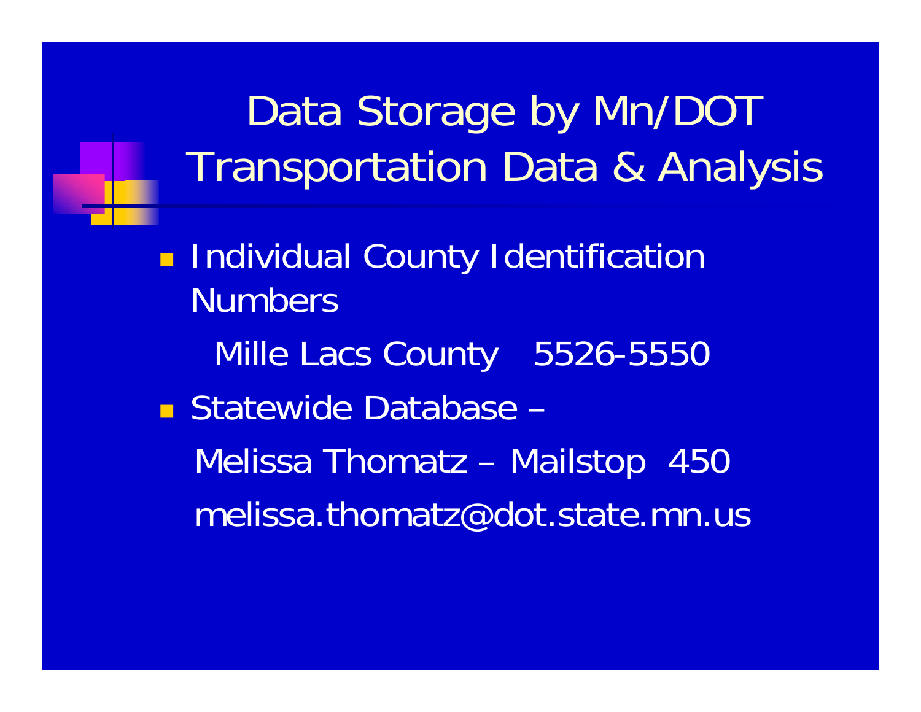# Data Storage by Mn/DOT Transportation Data & Analysis

- Individual County Identification Numbers

  Mille Lacs County   5526-5550

- Statewide Database –

  Melissa Thomatz – Mailstop 450

  melissa.thomatz@dot.state.mn.us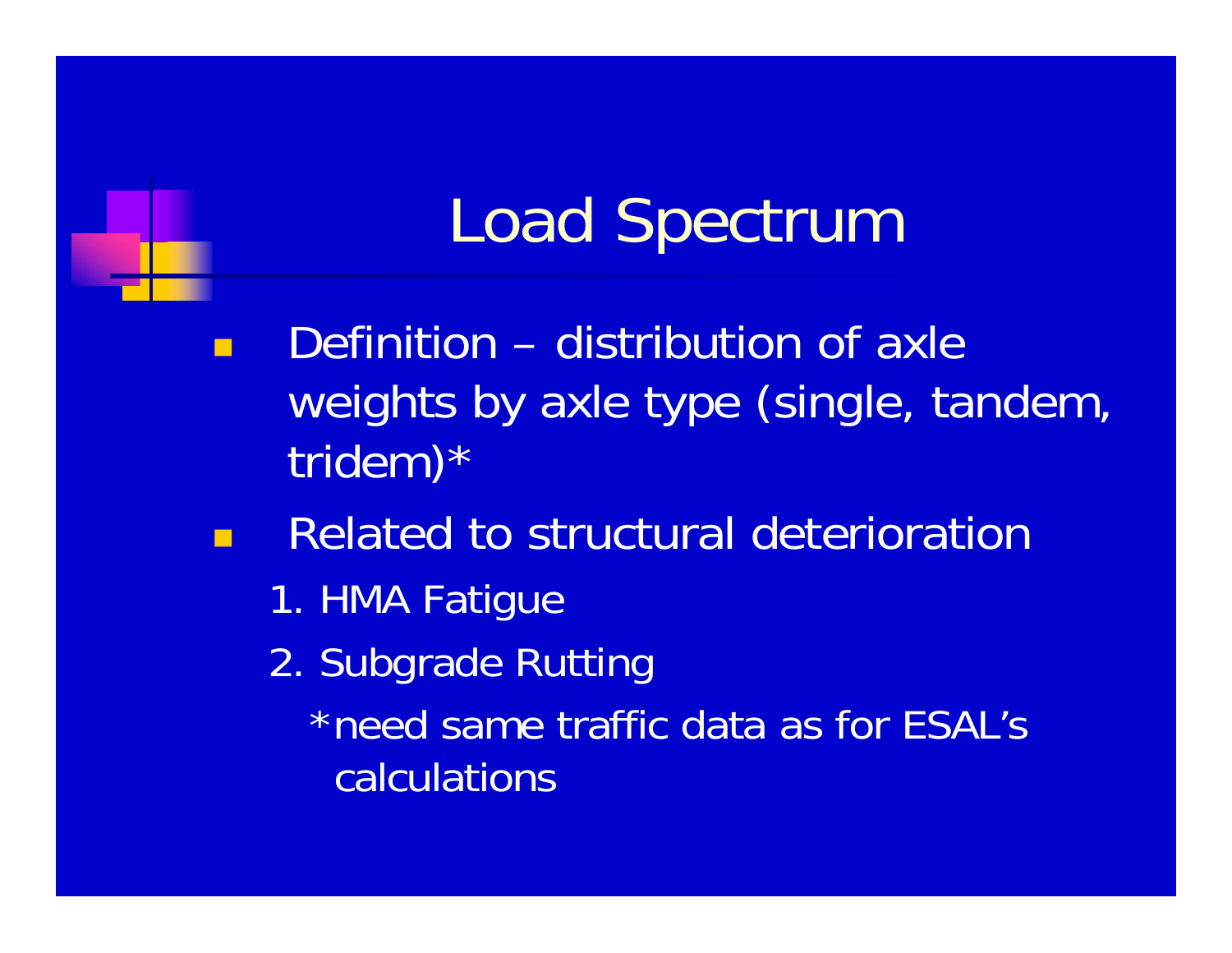# Load Spectrum

- Definition – distribution of axle weights by axle type (single, tandem, tridem)*
- Related to structural deterioration
  1. HMA Fatigue
  2. Subgrade Rutting

  *need same traffic data as for ESAL's calculations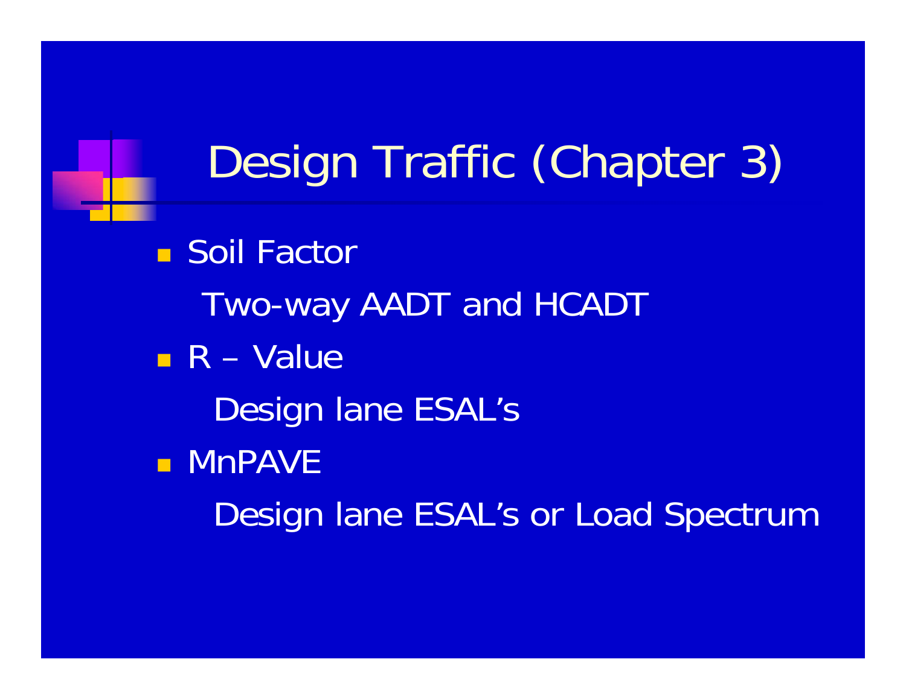# Design Traffic (Chapter 3)

- Soil Factor

  Two-way AADT and HCADT

- R – Value

  Design lane ESAL's

- MnPAVE

  Design lane ESAL's or Load Spectrum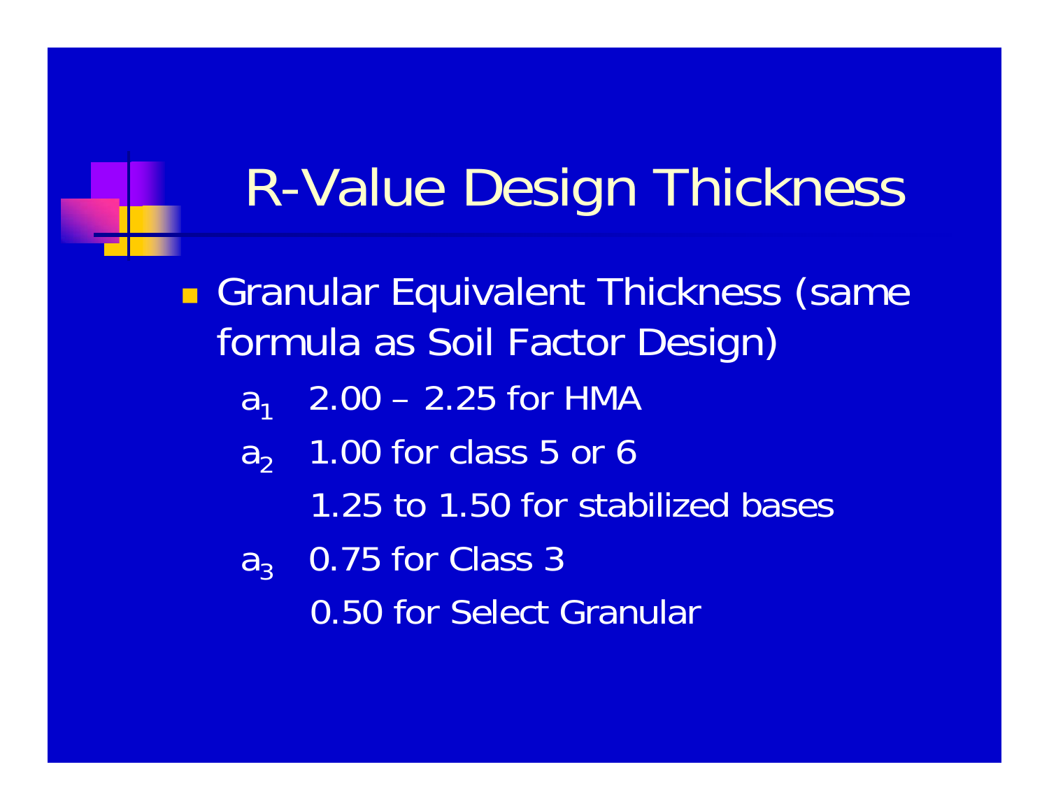# R-Value Design Thickness

- Granular Equivalent Thickness (same formula as Soil Factor Design)
  - $a_1$ 2.00 – 2.25 for HMA
  - $a_2$ 1.00 for class 5 or 6
    - 1.25 to 1.50 for stabilized bases
  - $a_3$ 0.75 for Class 3
    - 0.50 for Select Granular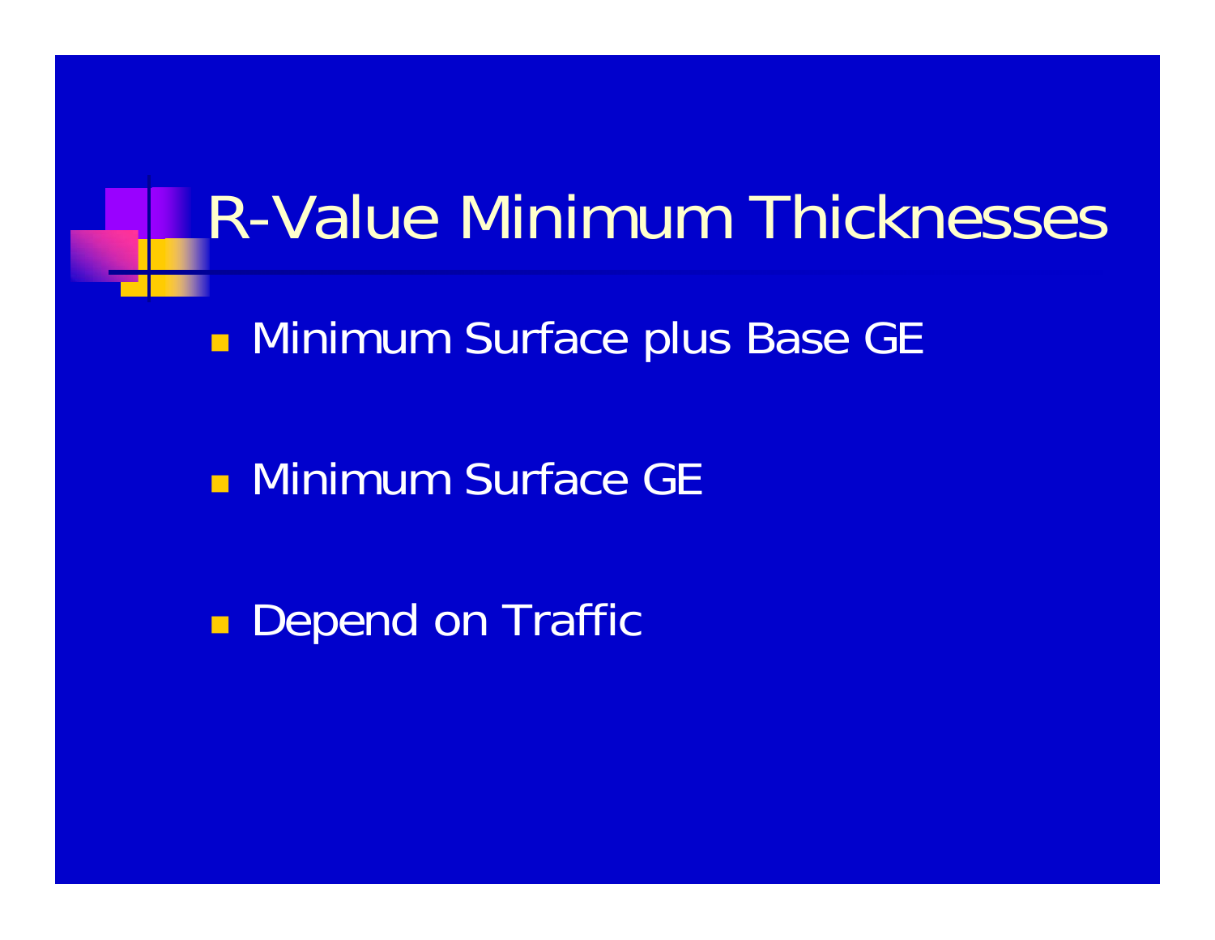# R-Value Minimum Thicknesses

- Minimum Surface plus Base GE
- Minimum Surface GE
- Depend on Traffic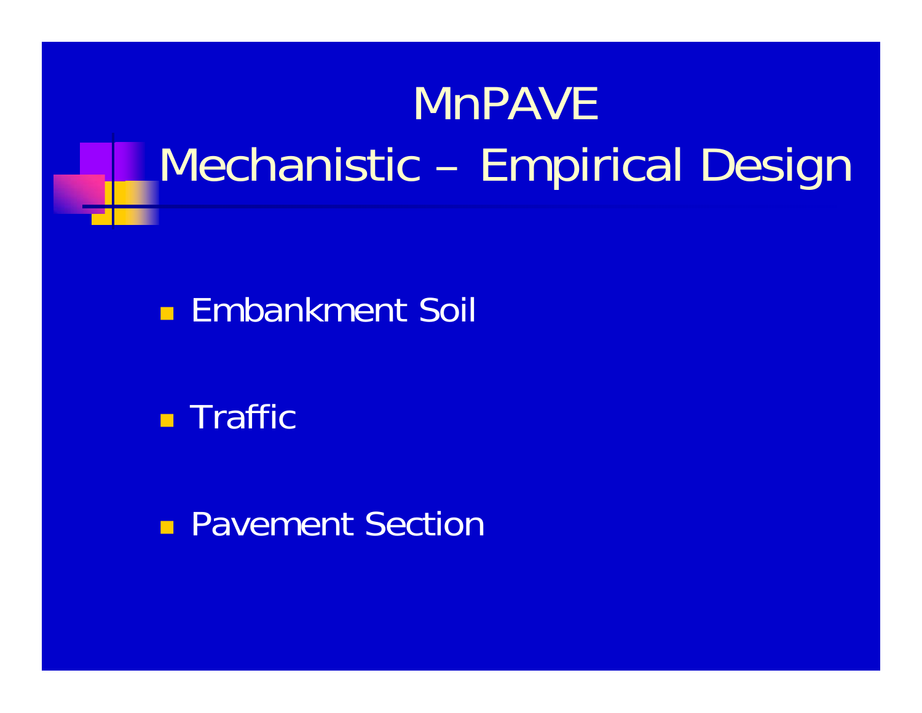# MnPAVE
# Mechanistic – Empirical Design

- Embankment Soil
- Traffic
- Pavement Section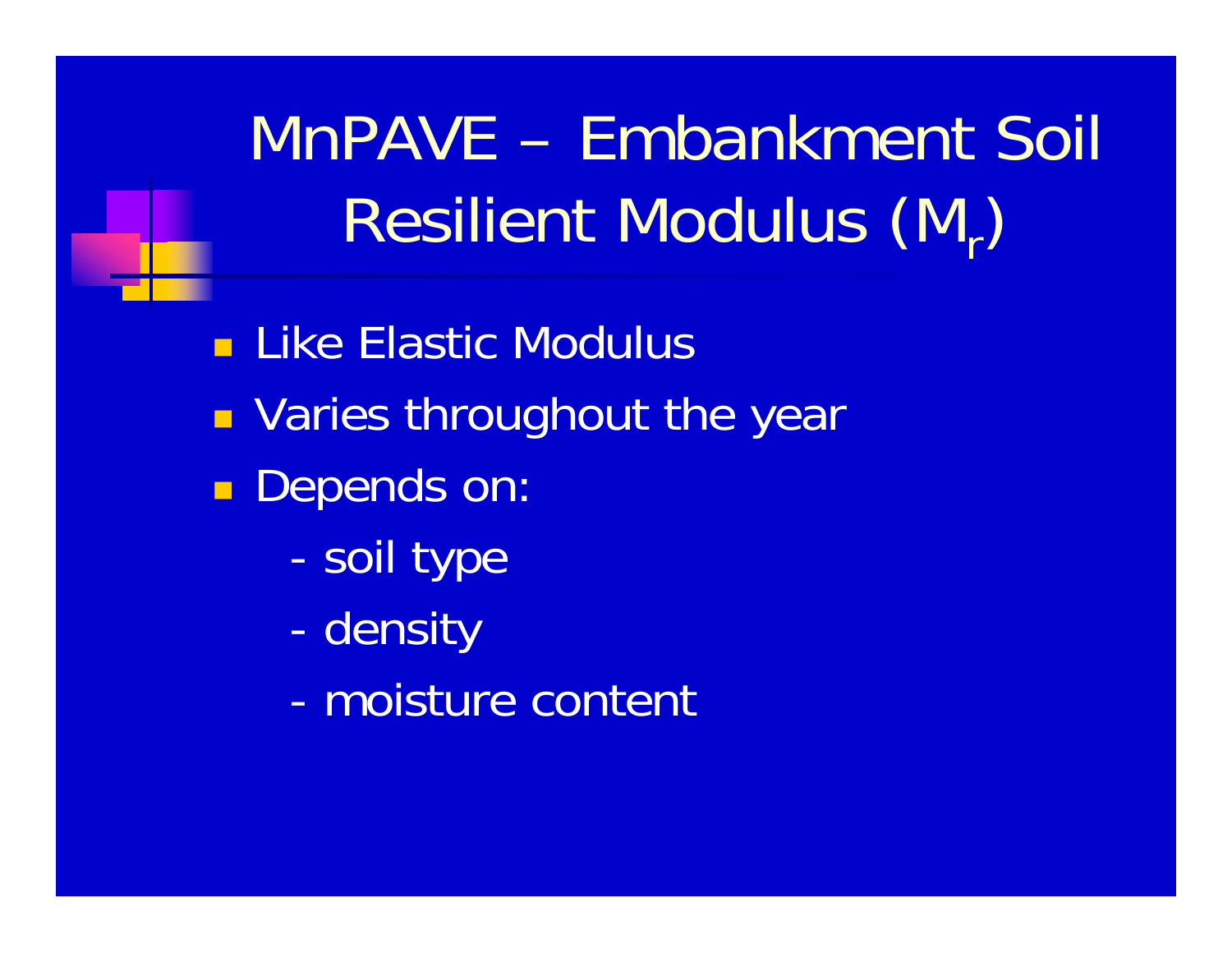# MnPAVE – Embankment Soil Resilient Modulus ($M_r$)

- Like Elastic Modulus
- Varies throughout the year
- Depends on:
  - soil type
  - density
  - moisture content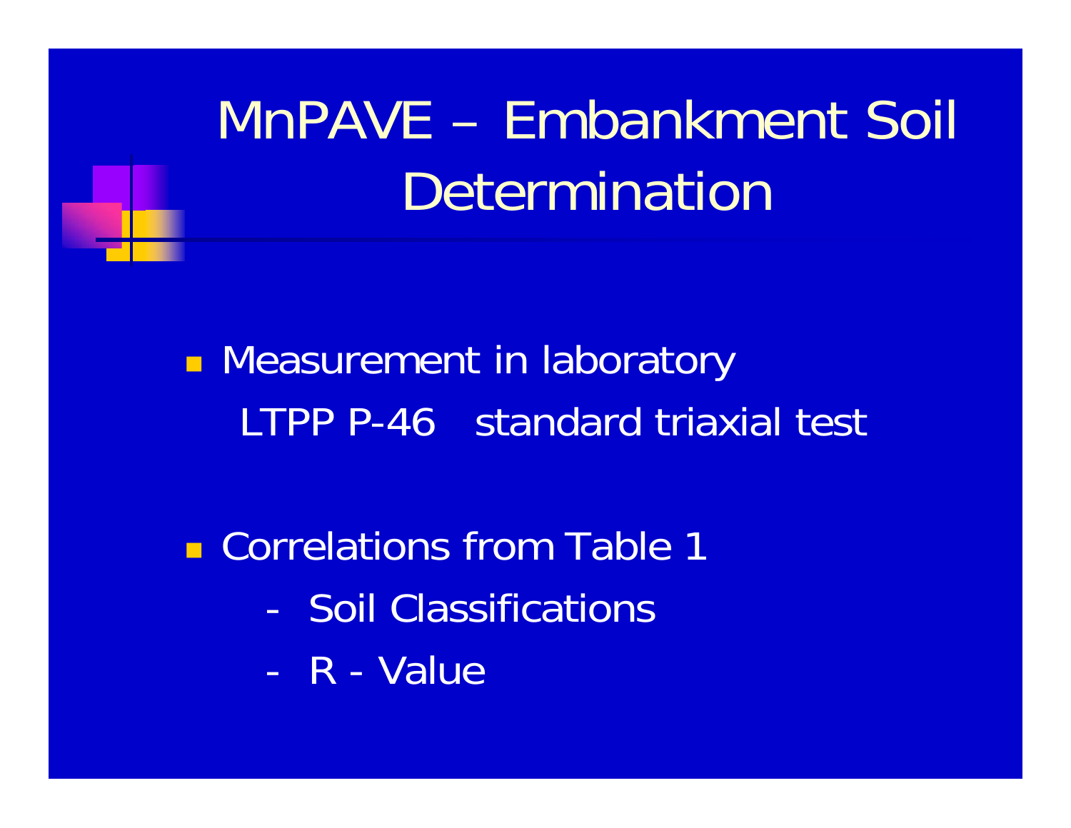# MnPAVE – Embankment Soil Determination

- Measurement in laboratory
  LTPP P-46 standard triaxial test

- Correlations from Table 1
  - Soil Classifications
  - R - Value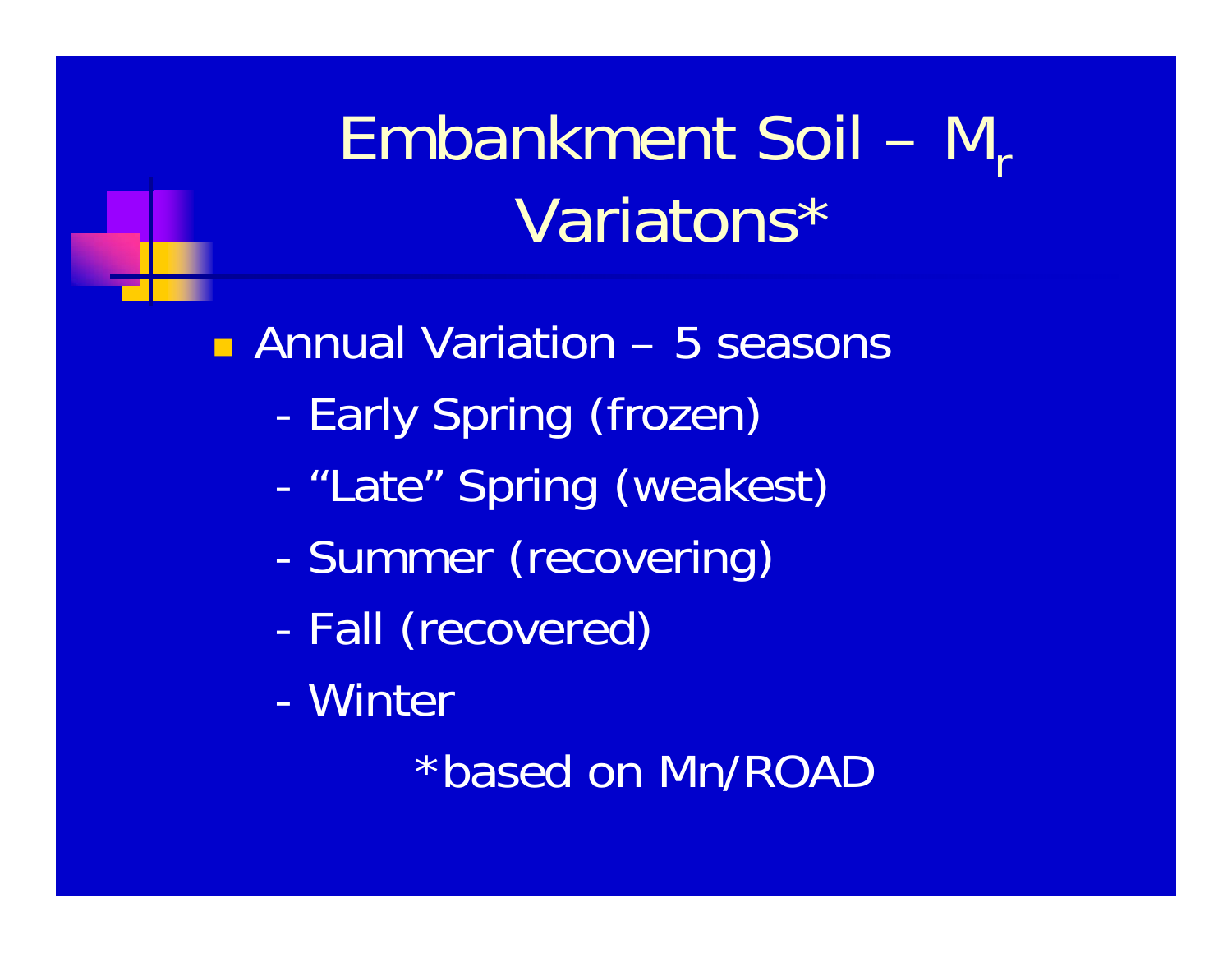# Embankment Soil – $M_r$ Variatons*

- Annual Variation – 5 seasons
  - Early Spring (frozen)
  - “Late” Spring (weakest)
  - Summer (recovering)
  - Fall (recovered)
  - Winter

*based on Mn/ROAD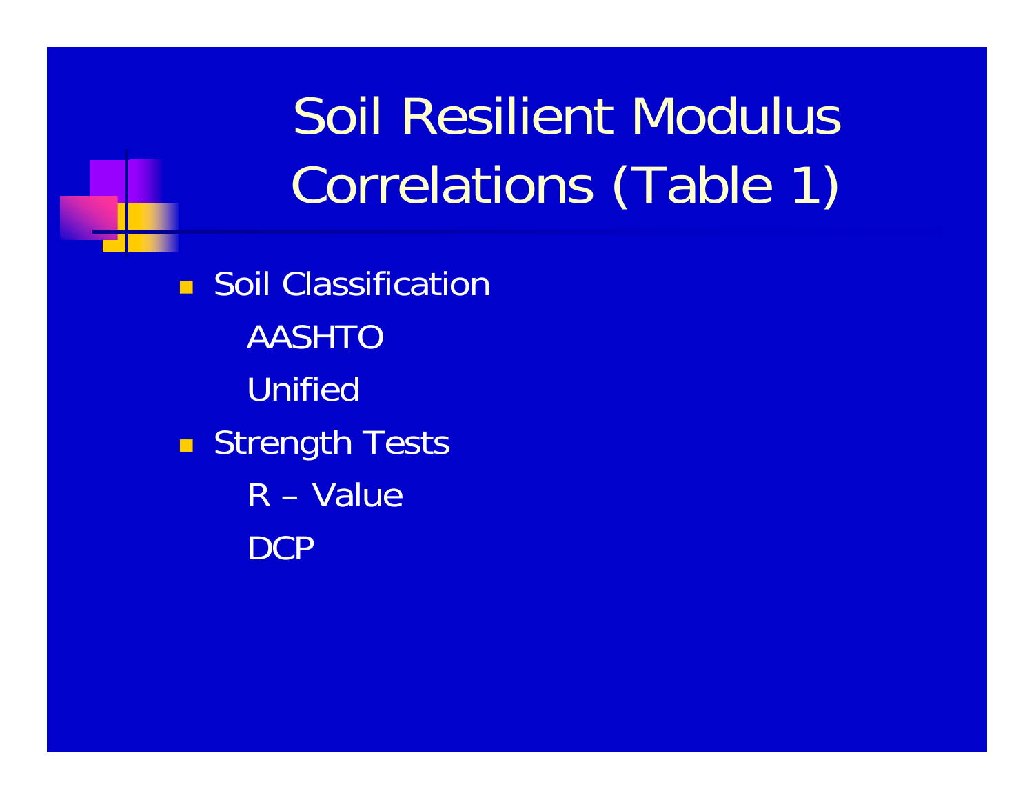# Soil Resilient Modulus Correlations (Table 1)

- Soil Classification
  - AASHTO
  - Unified
- Strength Tests
  - R – Value
  - DCP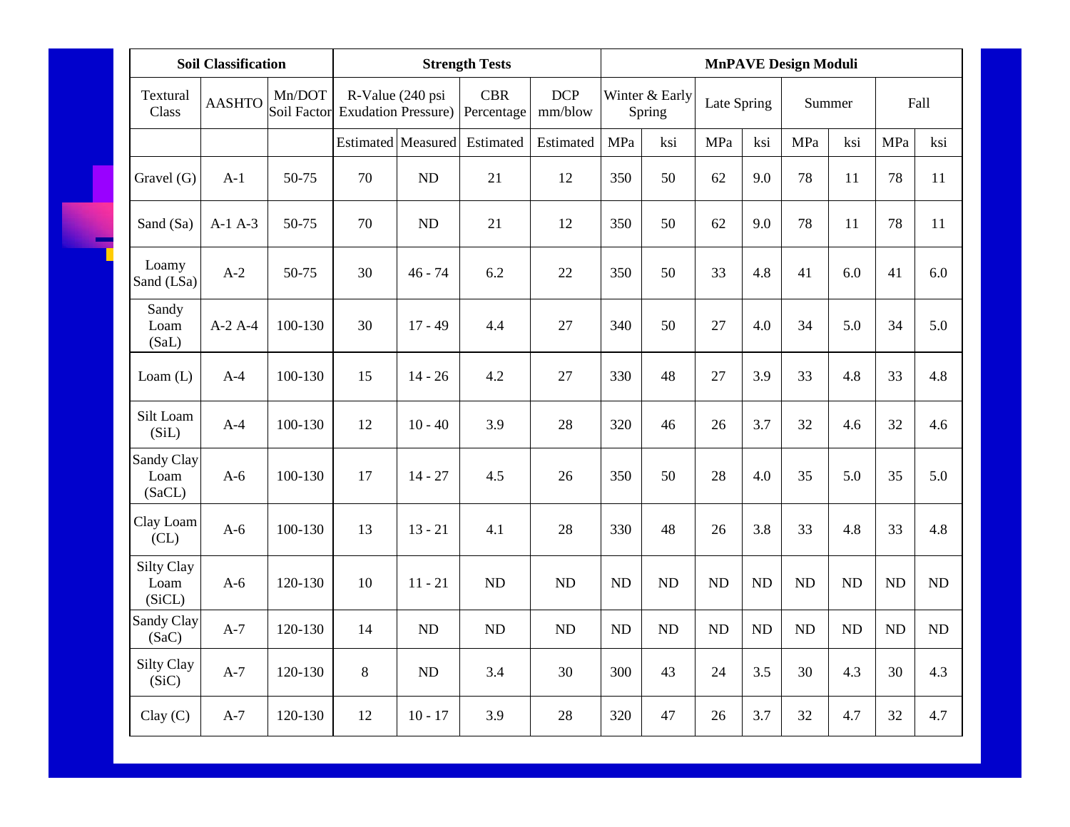| Soil Classification | | | Strength Tests | | | | MnPAVE Design Moduli | | | | | | | |
|---|---|---|---|---|---|---|---|---|---|---|---|---|---|---|
| Textural Class | AASHTO | Mn/DOT Soil Factor | R-Value (240 psi Exudation Pressure) | | CBR Percentage | DCP mm/blow | Winter & Early Spring | | Late Spring | | Summer | | Fall | |
| | | | Estimated | Measured | Estimated | Estimated | MPa | ksi | MPa | ksi | MPa | ksi | MPa | ksi |
| Gravel (G) | A-1 | 50-75 | 70 | ND | 21 | 12 | 350 | 50 | 62 | 9.0 | 78 | 11 | 78 | 11 |
| Sand (Sa) | A-1 A-3 | 50-75 | 70 | ND | 21 | 12 | 350 | 50 | 62 | 9.0 | 78 | 11 | 78 | 11 |
| Loamy Sand (LSa) | A-2 | 50-75 | 30 | 46 - 74 | 6.2 | 22 | 350 | 50 | 33 | 4.8 | 41 | 6.0 | 41 | 6.0 |
| Sandy Loam (SaL) | A-2 A-4 | 100-130 | 30 | 17 - 49 | 4.4 | 27 | 340 | 50 | 27 | 4.0 | 34 | 5.0 | 34 | 5.0 |
| Loam (L) | A-4 | 100-130 | 15 | 14 - 26 | 4.2 | 27 | 330 | 48 | 27 | 3.9 | 33 | 4.8 | 33 | 4.8 |
| Silt Loam (SiL) | A-4 | 100-130 | 12 | 10 - 40 | 3.9 | 28 | 320 | 46 | 26 | 3.7 | 32 | 4.6 | 32 | 4.6 |
| Sandy Clay Loam (SaCL) | A-6 | 100-130 | 17 | 14 - 27 | 4.5 | 26 | 350 | 50 | 28 | 4.0 | 35 | 5.0 | 35 | 5.0 |
| Clay Loam (CL) | A-6 | 100-130 | 13 | 13 - 21 | 4.1 | 28 | 330 | 48 | 26 | 3.8 | 33 | 4.8 | 33 | 4.8 |
| Silty Clay Loam (SiCL) | A-6 | 120-130 | 10 | 11 - 21 | ND | ND | ND | ND | ND | ND | ND | ND | ND | ND |
| Sandy Clay (SaC) | A-7 | 120-130 | 14 | ND | ND | ND | ND | ND | ND | ND | ND | ND | ND | ND |
| Silty Clay (SiC) | A-7 | 120-130 | 8 | ND | 3.4 | 30 | 300 | 43 | 24 | 3.5 | 30 | 4.3 | 30 | 4.3 |
| Clay (C) | A-7 | 120-130 | 12 | 10 - 17 | 3.9 | 28 | 320 | 47 | 26 | 3.7 | 32 | 4.7 | 32 | 4.7 |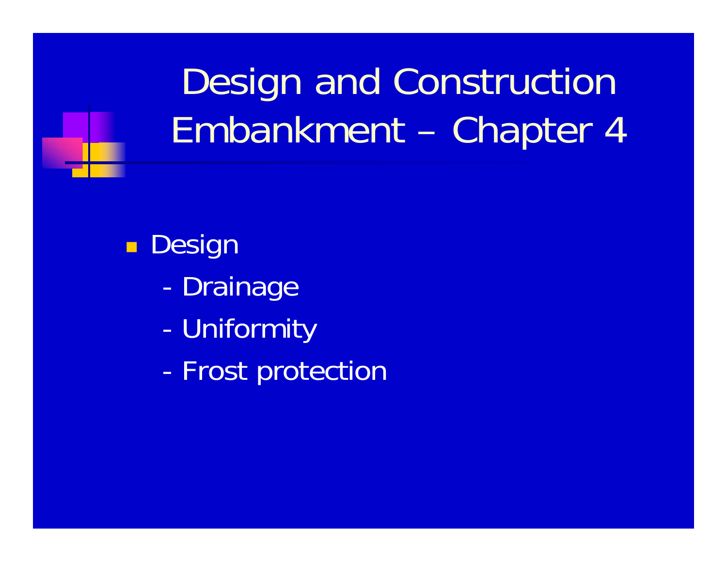# Design and Construction Embankment – Chapter 4

- Design
  - Drainage
  - Uniformity
  - Frost protection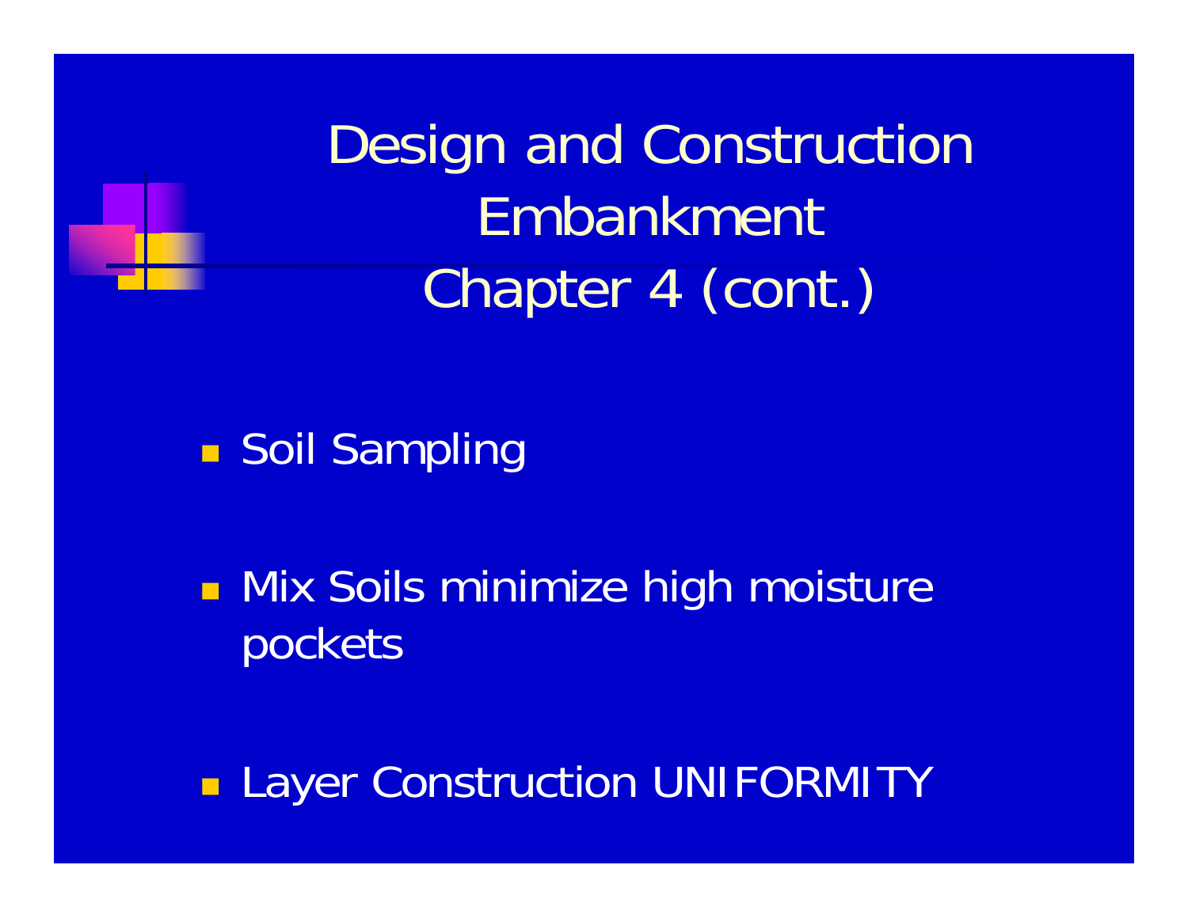# Design and Construction Embankment Chapter 4 (cont.)

- Soil Sampling
- Mix Soils minimize high moisture pockets
- Layer Construction UNIFORMITY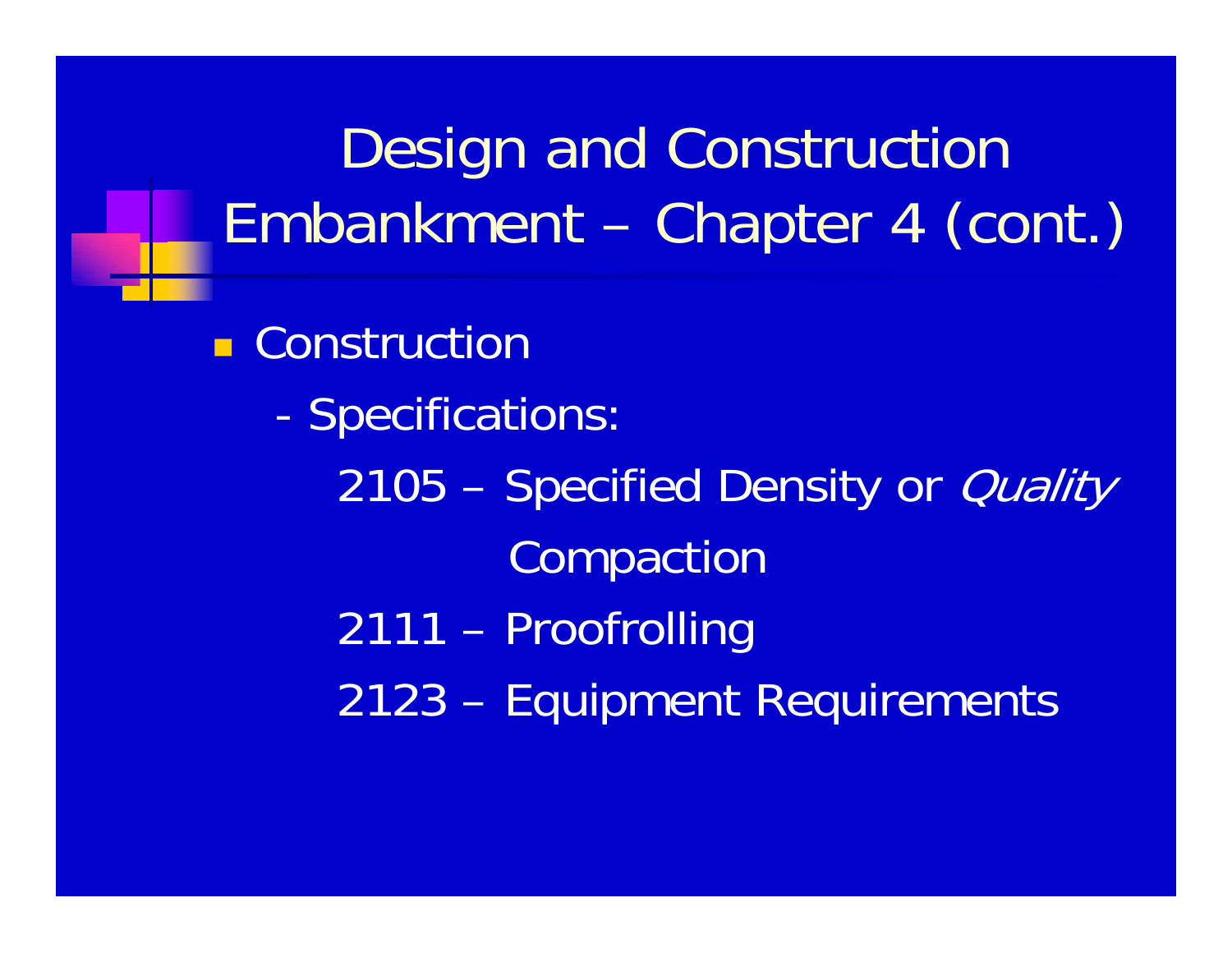# Design and Construction Embankment – Chapter 4 (cont.)

- Construction
  - Specifications:
    - 2105 – Specified Density or *Quality* Compaction
    - 2111 – Proofrolling
    - 2123 – Equipment Requirements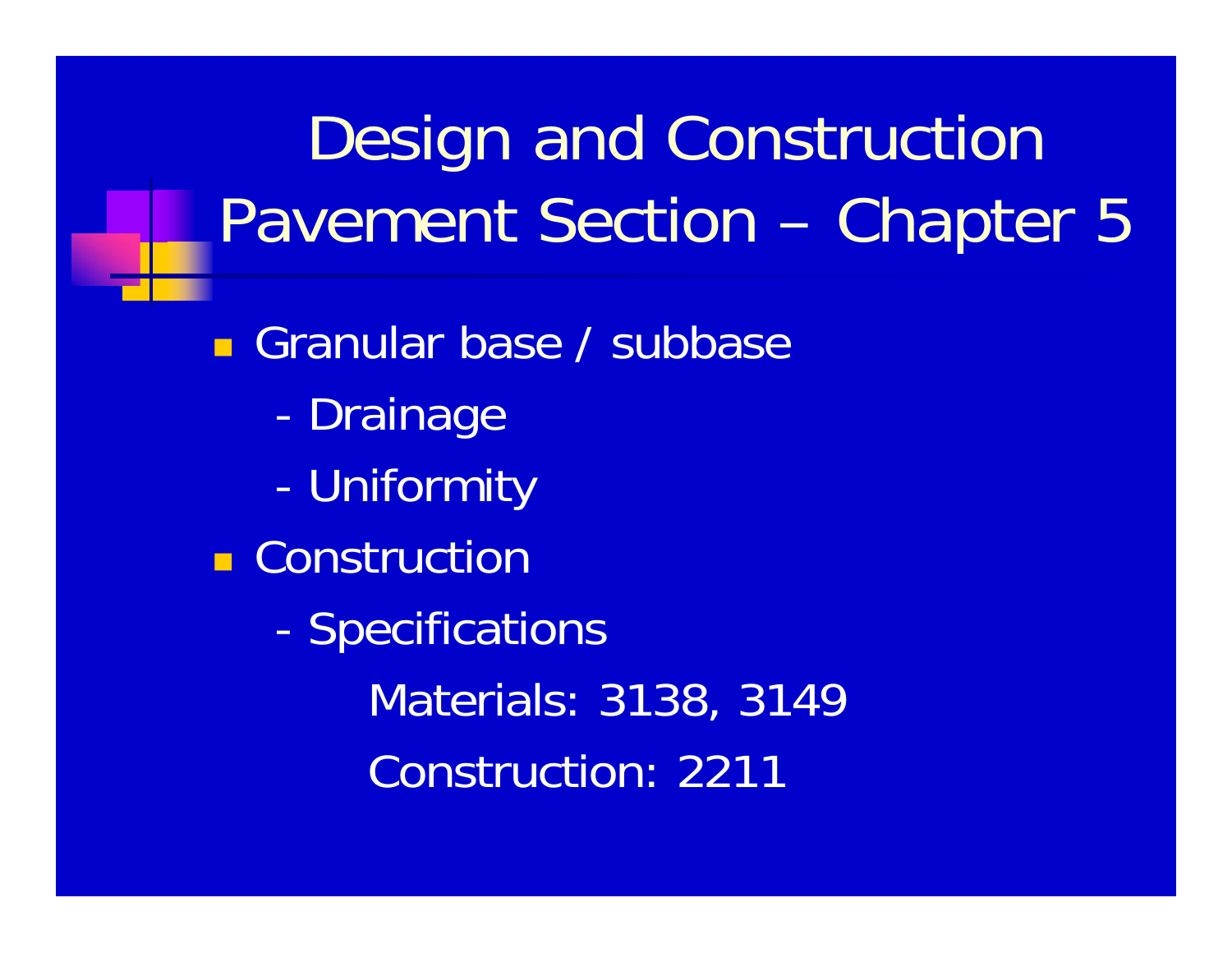# Design and Construction Pavement Section – Chapter 5

- Granular base / subbase
  - Drainage
  - Uniformity
- Construction
  - Specifications

    Materials: 3138, 3149

    Construction: 2211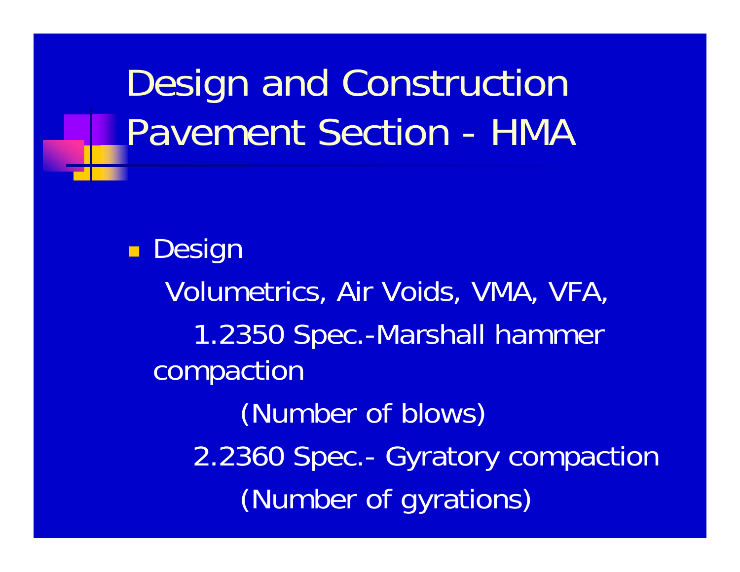# Design and Construction Pavement Section - HMA

- Design

  Volumetrics, Air Voids, VMA, VFA,

  1.2350 Spec.-Marshall hammer compaction

  (Number of blows)

  2.2360 Spec.- Gyratory compaction

  (Number of gyrations)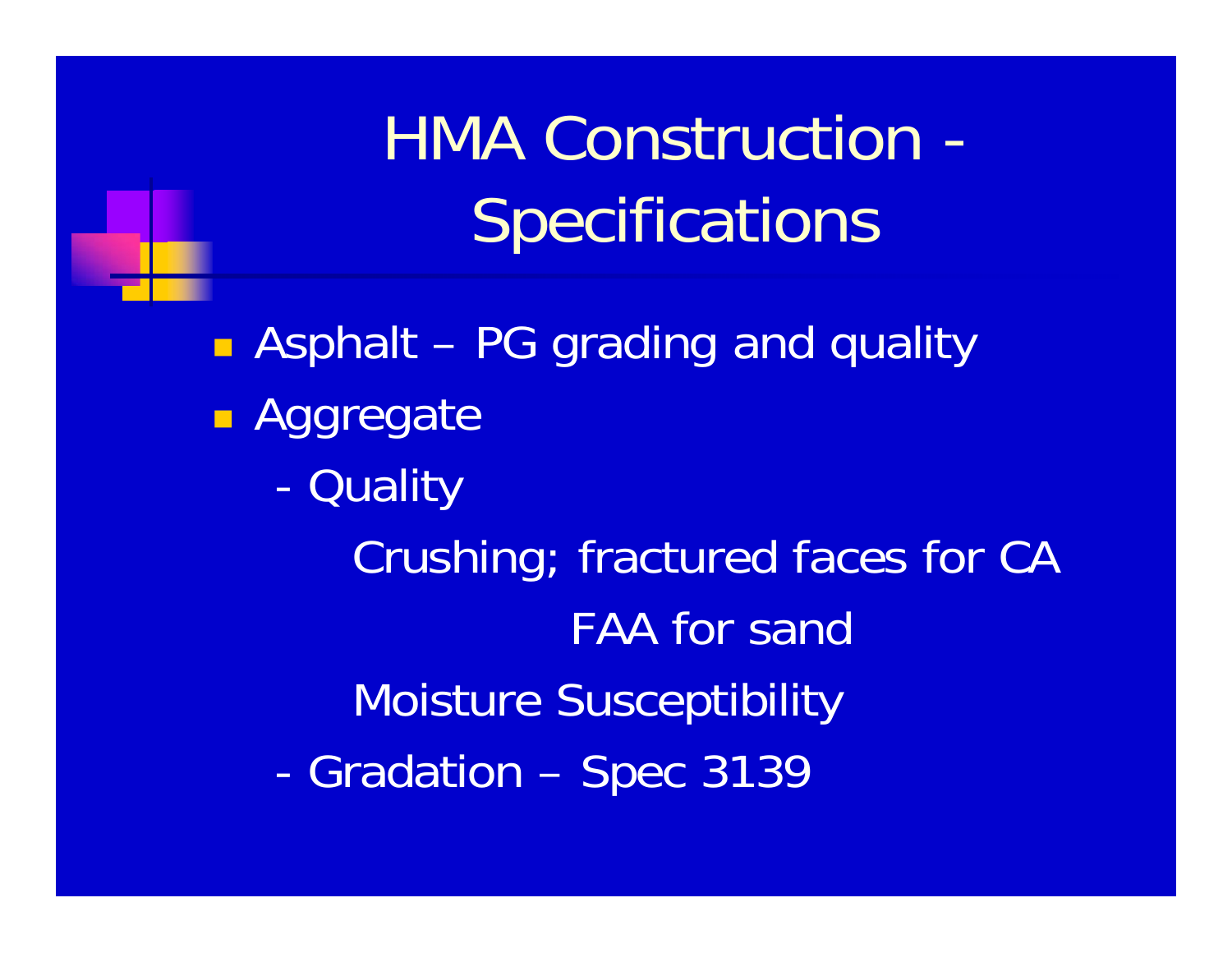# HMA Construction - Specifications

- Asphalt – PG grading and quality
- Aggregate
  - Quality
    - Crushing; fractured faces for CA
      - FAA for sand
    - Moisture Susceptibility
  - Gradation – Spec 3139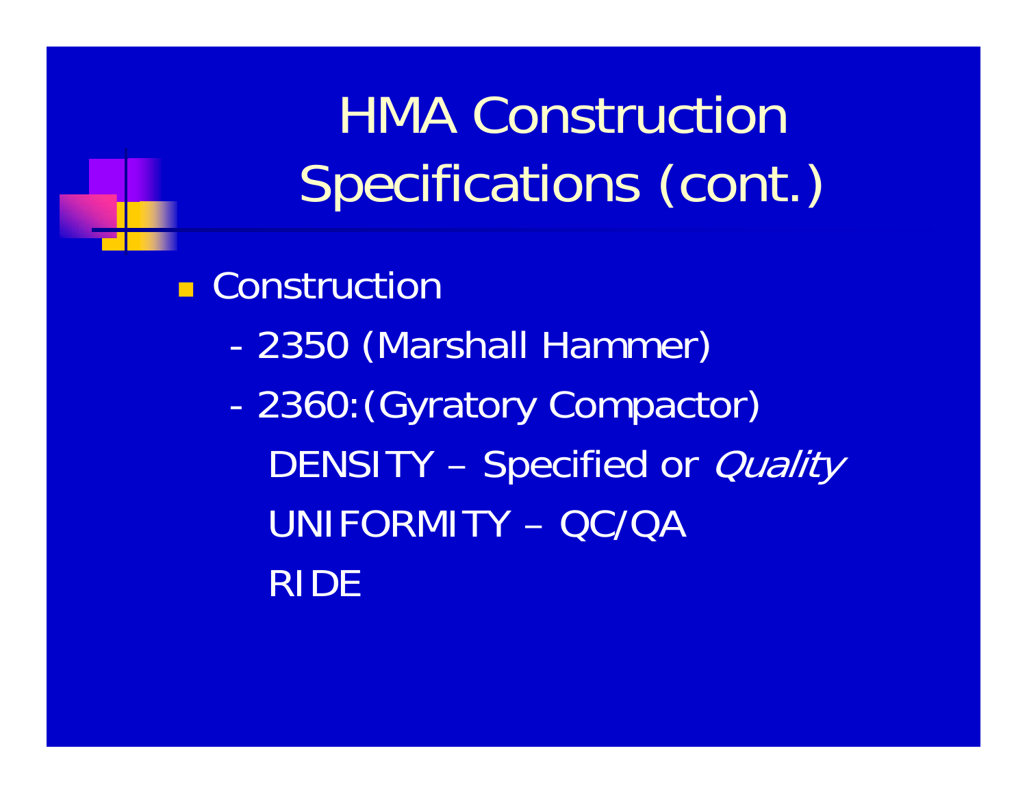# HMA Construction Specifications (cont.)

- Construction
  - 2350 (Marshall Hammer)
  - 2360:(Gyratory Compactor)

    DENSITY – Specified or *Quality*

    UNIFORMITY – QC/QA

    RIDE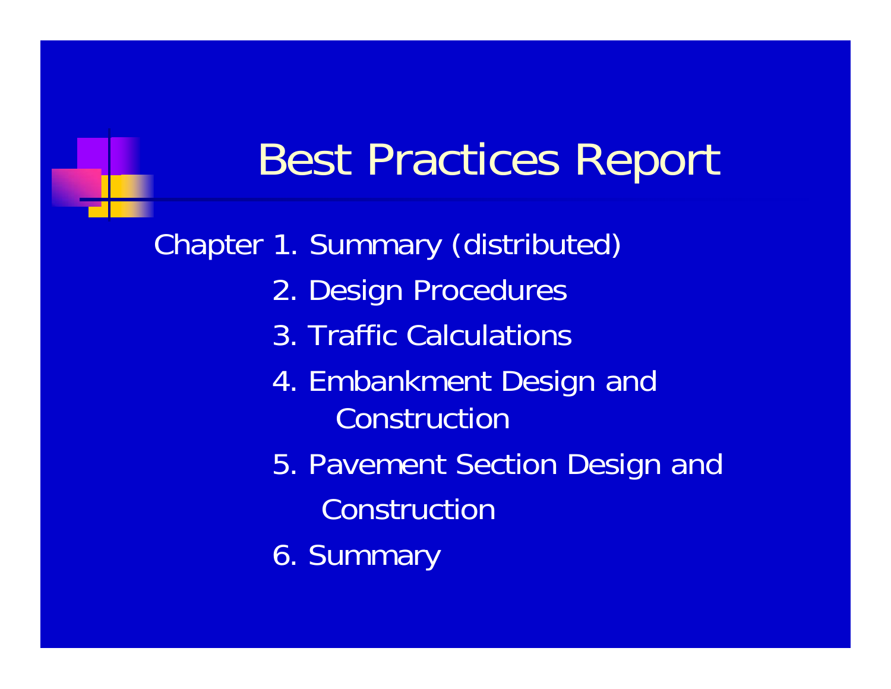# Best Practices Report

Chapter 1. Summary (distributed)

2. Design Procedures
3. Traffic Calculations
4. Embankment Design and Construction
5. Pavement Section Design and Construction
6. Summary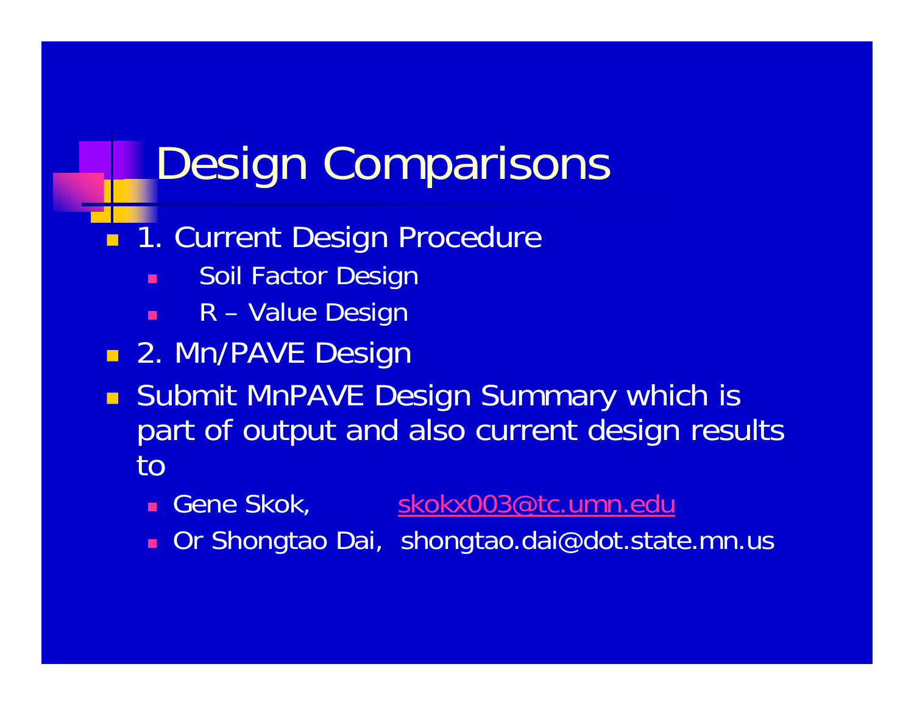# Design Comparisons

- 1. Current Design Procedure
  - Soil Factor Design
  - R – Value Design
- 2. Mn/PAVE Design
- Submit MnPAVE Design Summary which is part of output and also current design results to
  - Gene Skok, skokx003@tc.umn.edu
  - Or Shongtao Dai, shongtao.dai@dot.state.mn.us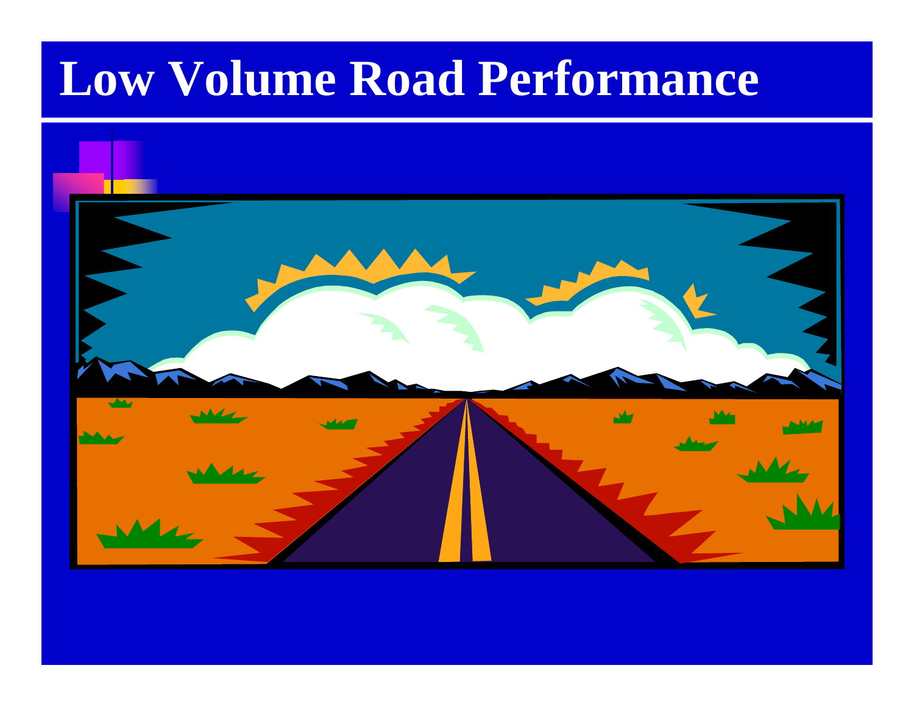# Low Volume Road Performance